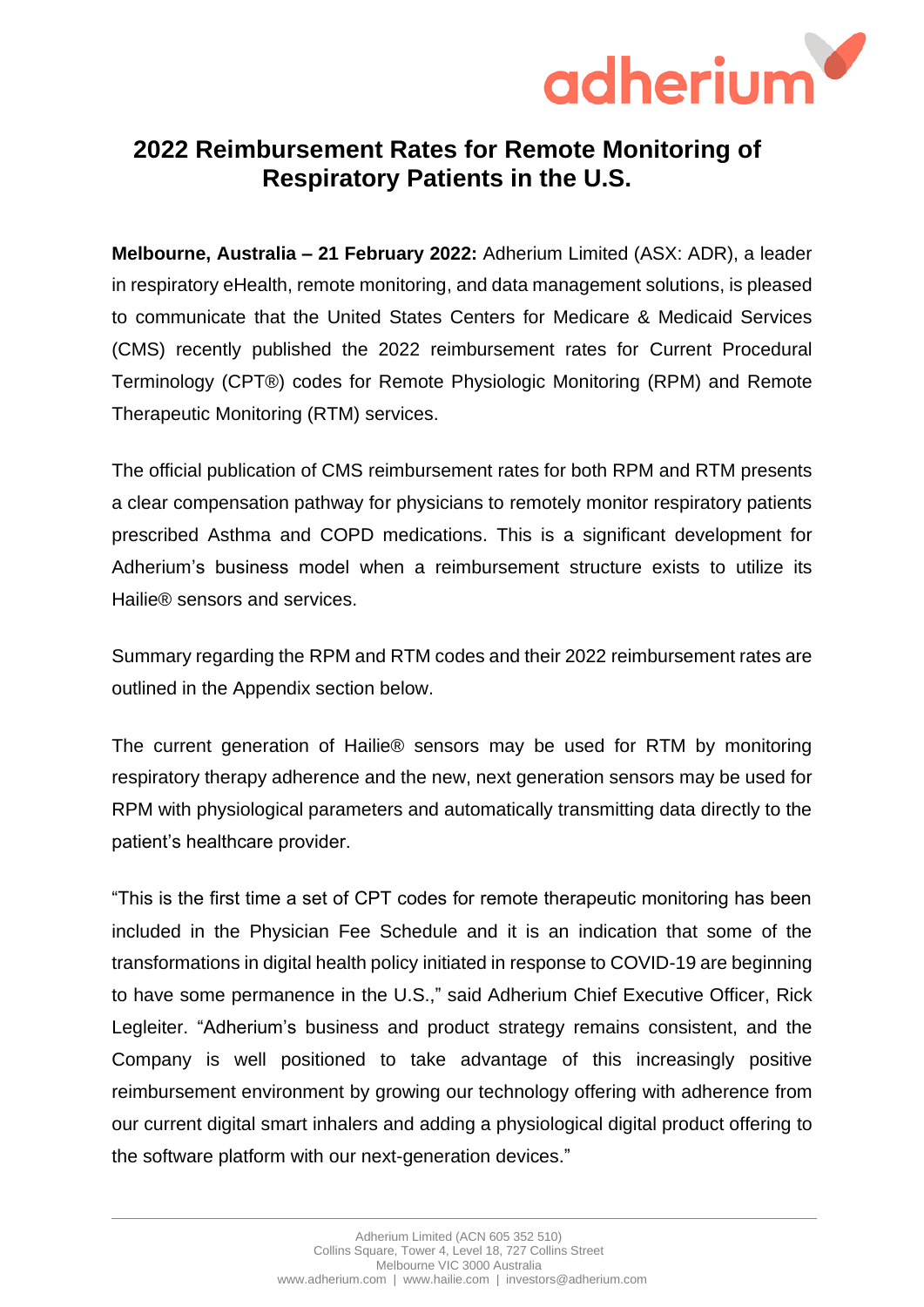# 2022 Reimbursement Rates for Remote Monitoring of Respiratory Patients in the U.S.

**Melbourne, Australia – 21 February 2022:** Adherium Limited (ASX: ADR), a leader in respiratory eHealth, remote monitoring, and data management solutions, is pleased to communicate that the United States Centers for Medicare & Medicaid Services (CMS) recently published the 2022 reimbursement rates for Current Procedural Terminology (CPT®) codes for Remote Physiologic Monitoring (RPM) and Remote Therapeutic Monitoring (RTM) services.

The official publication of CMS reimbursement rates for both RPM and RTM presents a clear compensation pathway for physicians to remotely monitor respiratory patients prescribed Asthma and COPD medications. This is a significant development for Adherium's business model when a reimbursement structure exists to utilize its Hailie® sensors and services.

Summary regarding the RPM and RTM codes and their 2022 reimbursement rates are outlined in the Appendix section below.

The current generation of Hailie® sensors may be used for RTM by monitoring respiratory therapy adherence and the new, next generation sensors may be used for RPM with physiological parameters and automatically transmitting data directly to the patient's healthcare provider.

"This is the first time a set of CPT codes for remote therapeutic monitoring has been included in the Physician Fee Schedule and it is an indication that some of the transformations in digital health policy initiated in response to COVID-19 are beginning to have some permanence in the U.S.," said Adherium Chief Executive Officer, Rick Legleiter. "Adherium's business and product strategy remains consistent, and the Company is well positioned to take advantage of this increasingly positive reimbursement environment by growing our technology offering with adherence from our current digital smart inhalers and adding a physiological digital product offering to the software platform with our next-generation devices."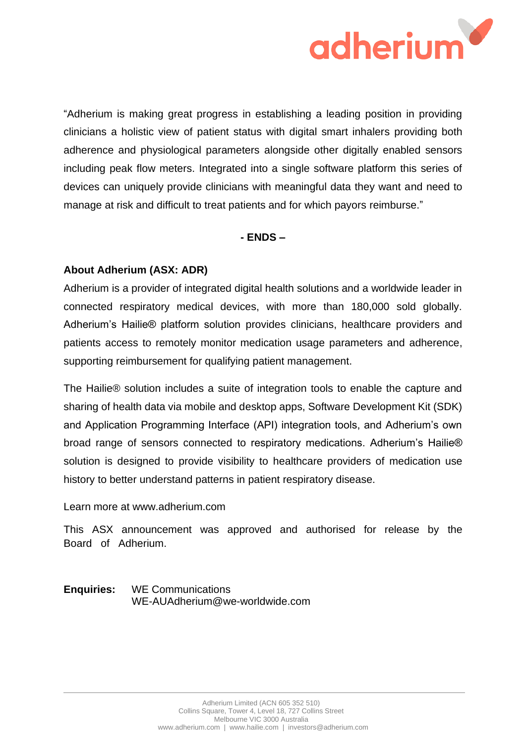"Adherium is making great progress in establishing a leading position in providing clinicians a holistic view of patient status with digital smart inhalers providing both adherence and physiological parameters alongside other digitally enabled sensors including peak flow meters. Integrated into a single software platform this series of devices can uniquely provide clinicians with meaningful data they want and need to manage at risk and difficult to treat patients and for which payors reimburse."

**- ENDS –**

**About Adherium (ASX: ADR)**

Adherium is a provider of integrated digital health solutions and a worldwide leader in connected respiratory medical devices, with more than 180,000 sold globally. Adherium's Hailie® platform solution provides clinicians, healthcare providers and patients access to remotely monitor medication usage parameters and adherence, supporting reimbursement for qualifying patient management.

The Hailie® solution includes a suite of integration tools to enable the capture and sharing of health data via mobile and desktop apps, Software Development Kit (SDK) and Application Programming Interface (API) integration tools, and Adherium's own broad range of sensors connected to respiratory medications. Adherium's Hailie® solution is designed to provide visibility to healthcare providers of medication use history to better understand patterns in patient respiratory disease.

Learn more at www.adherium.com

This ASX announcement was approved and authorised for release by the Board of Adherium.

**Enquiries:** WE Communications
WE-AUAdherium@we-worldwide.com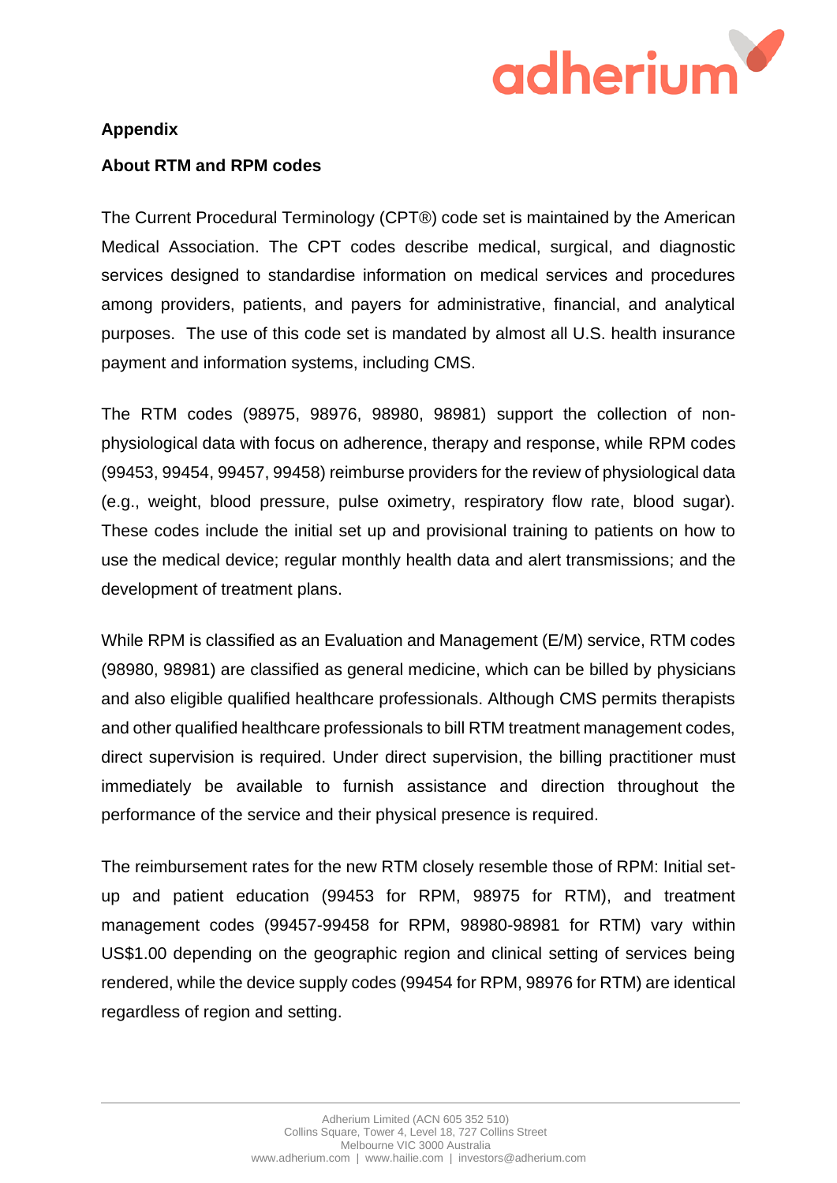**Appendix**

**About RTM and RPM codes**

The Current Procedural Terminology (CPT®) code set is maintained by the American Medical Association. The CPT codes describe medical, surgical, and diagnostic services designed to standardise information on medical services and procedures among providers, patients, and payers for administrative, financial, and analytical purposes. The use of this code set is mandated by almost all U.S. health insurance payment and information systems, including CMS.

The RTM codes (98975, 98976, 98980, 98981) support the collection of non-physiological data with focus on adherence, therapy and response, while RPM codes (99453, 99454, 99457, 99458) reimburse providers for the review of physiological data (e.g., weight, blood pressure, pulse oximetry, respiratory flow rate, blood sugar). These codes include the initial set up and provisional training to patients on how to use the medical device; regular monthly health data and alert transmissions; and the development of treatment plans.

While RPM is classified as an Evaluation and Management (E/M) service, RTM codes (98980, 98981) are classified as general medicine, which can be billed by physicians and also eligible qualified healthcare professionals. Although CMS permits therapists and other qualified healthcare professionals to bill RTM treatment management codes, direct supervision is required. Under direct supervision, the billing practitioner must immediately be available to furnish assistance and direction throughout the performance of the service and their physical presence is required.

The reimbursement rates for the new RTM closely resemble those of RPM: Initial set-up and patient education (99453 for RPM, 98975 for RTM), and treatment management codes (99457-99458 for RPM, 98980-98981 for RTM) vary within US$1.00 depending on the geographic region and clinical setting of services being rendered, while the device supply codes (99454 for RPM, 98976 for RTM) are identical regardless of region and setting.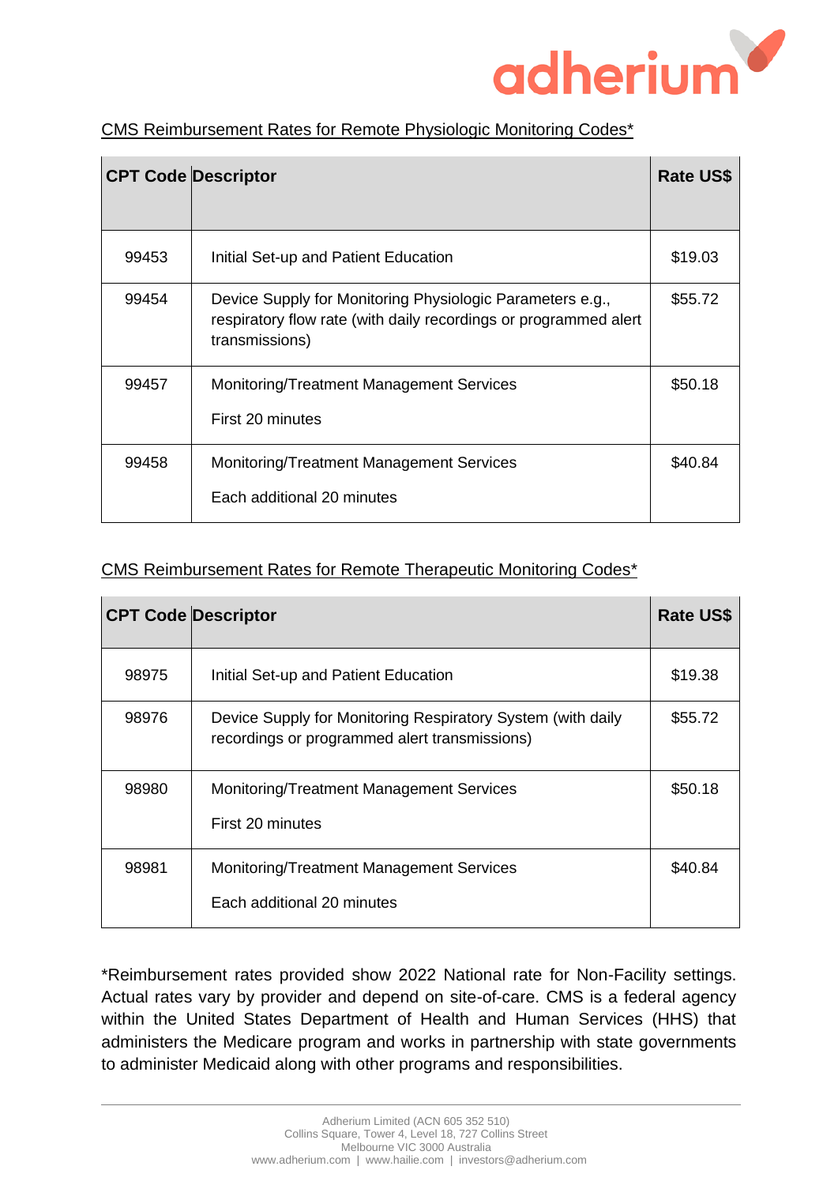CMS Reimbursement Rates for Remote Physiologic Monitoring Codes*

| CPT Code | Descriptor | Rate US$ |
|---|---|---|
| 99453 | Initial Set-up and Patient Education | $19.03 |
| 99454 | Device Supply for Monitoring Physiologic Parameters e.g., respiratory flow rate (with daily recordings or programmed alert transmissions) | $55.72 |
| 99457 | Monitoring/Treatment Management Services<br>First 20 minutes | $50.18 |
| 99458 | Monitoring/Treatment Management Services<br>Each additional 20 minutes | $40.84 |

CMS Reimbursement Rates for Remote Therapeutic Monitoring Codes*

| CPT Code | Descriptor | Rate US$ |
|---|---|---|
| 98975 | Initial Set-up and Patient Education | $19.38 |
| 98976 | Device Supply for Monitoring Respiratory System (with daily recordings or programmed alert transmissions) | $55.72 |
| 98980 | Monitoring/Treatment Management Services<br>First 20 minutes | $50.18 |
| 98981 | Monitoring/Treatment Management Services<br>Each additional 20 minutes | $40.84 |

*Reimbursement rates provided show 2022 National rate for Non-Facility settings. Actual rates vary by provider and depend on site-of-care. CMS is a federal agency within the United States Department of Health and Human Services (HHS) that administers the Medicare program and works in partnership with state governments to administer Medicaid along with other programs and responsibilities.

Adherium Limited (ACN 605 352 510)
Collins Square, Tower 4, Level 18, 727 Collins Street
Melbourne VIC 3000 Australia
www.adherium.com | www.hailie.com | investors@adherium.com